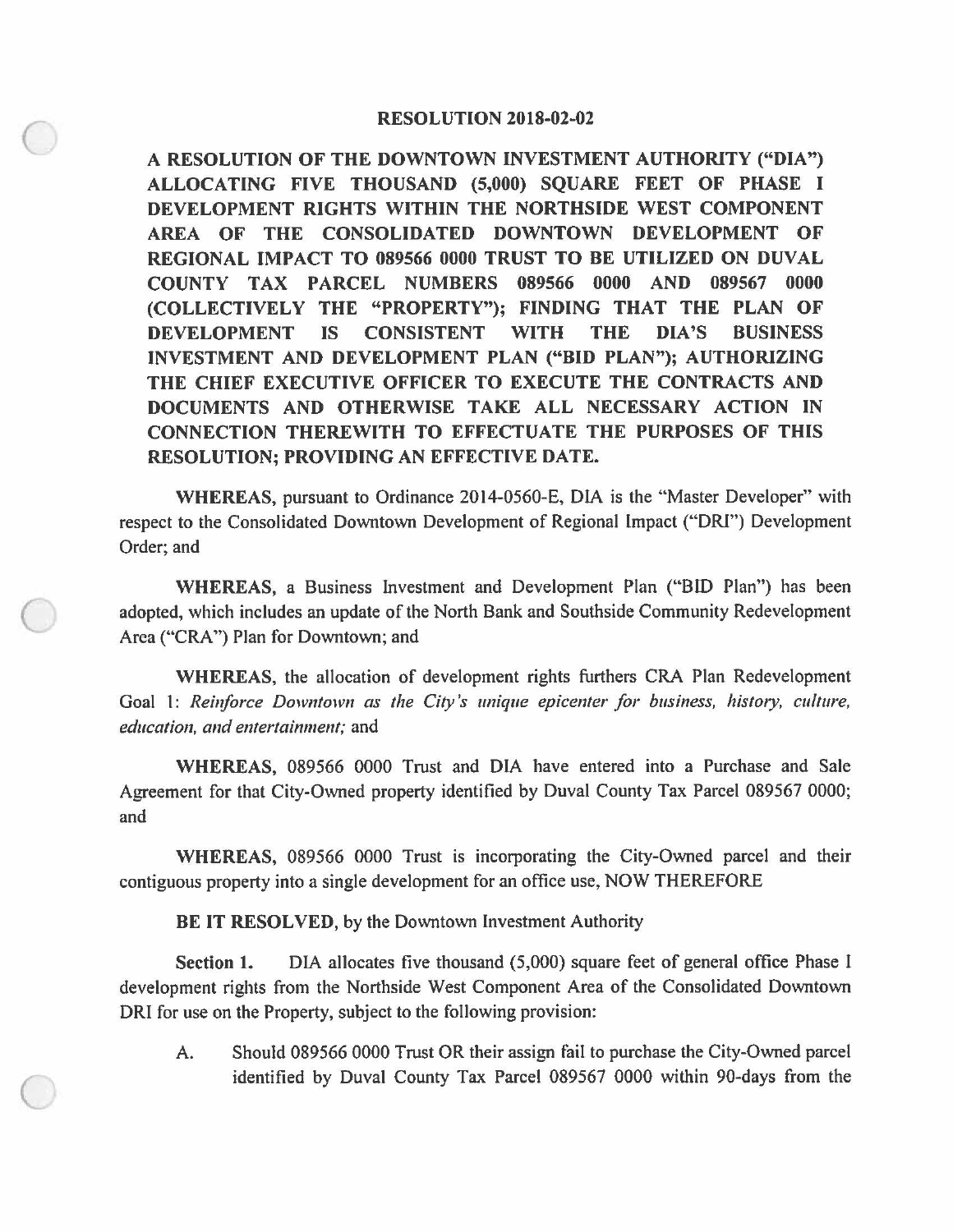# RESOLUTION 2018-02-02

**A RESOLUTION OF THE DOWNTOWN INVESTMENT AUTHORITY ("DIA") ALLOCATING FIVE THOUSAND (5,000) SQUARE FEET OF PHASE I DEVELOPMENT RIGHTS WITHIN THE NORTHSIDE WEST COMPONENT AREA OF THE CONSOLIDATED DOWNTOWN DEVELOPMENT OF REGIONAL IMPACT TO 089566 0000 TRUST TO BE UTILIZED ON DUVAL COUNTY TAX PARCEL NUMBERS 089566 0000 AND 089567 0000 (COLLECTIVELY THE "PROPERTY"); FINDING THAT THE PLAN OF DEVELOPMENT IS CONSISTENT WITH THE DIA'S BUSINESS INVESTMENT AND DEVELOPMENT PLAN ("BID PLAN"); AUTHORIZING THE CHIEF EXECUTIVE OFFICER TO EXECUTE THE CONTRACTS AND DOCUMENTS AND OTHERWISE TAKE ALL NECESSARY ACTION IN CONNECTION THEREWITH TO EFFECTUATE THE PURPOSES OF THIS RESOLUTION; PROVIDING AN EFFECTIVE DATE.**

**WHEREAS,** pursuant to Ordinance 2014-0560-E, DIA is the "Master Developer" with respect to the Consolidated Downtown Development of Regional Impact ("DRI") Development Order; and

**WHEREAS,** a Business Investment and Development Plan ("BID Plan") has been adopted, which includes an update of the North Bank and Southside Community Redevelopment Area ("CRA") Plan for Downtown; and

**WHEREAS,** the allocation of development rights furthers CRA Plan Redevelopment Goal 1: *Reinforce Downtown as the City's unique epicenter for business, history, culture, education, and entertainment;* and

**WHEREAS,** 089566 0000 Trust and DIA have entered into a Purchase and Sale Agreement for that City-Owned property identified by Duval County Tax Parcel 089567 0000; and

**WHEREAS,** 089566 0000 Trust is incorporating the City-Owned parcel and their contiguous property into a single development for an office use, NOW THEREFORE

**BE IT RESOLVED,** by the Downtown Investment Authority

**Section 1.** DIA allocates five thousand (5,000) square feet of general office Phase I development rights from the Northside West Component Area of the Consolidated Downtown DRI for use on the Property, subject to the following provision:

A. Should 089566 0000 Trust OR their assign fail to purchase the City-Owned parcel identified by Duval County Tax Parcel 089567 0000 within 90-days from the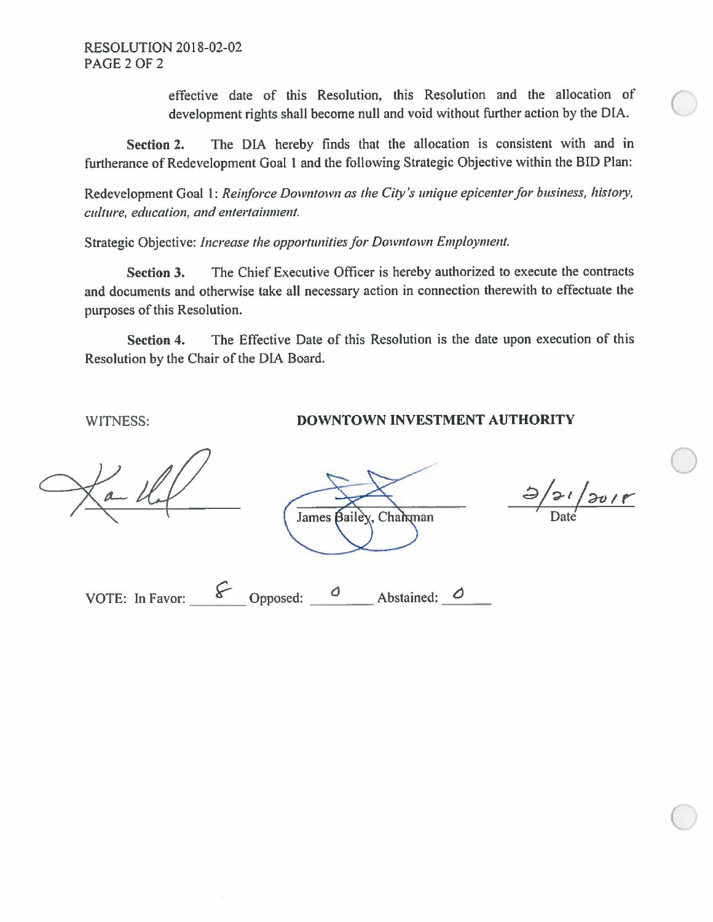effective date of this Resolution, this Resolution and the allocation of development rights shall become null and void without further action by the DIA.

**Section 2.** The DIA hereby finds that the allocation is consistent with and in furtherance of Redevelopment Goal 1 and the following Strategic Objective within the BID Plan:

Redevelopment Goal 1: *Reinforce Downtown as the City's unique epicenter for business, history, culture, education, and entertainment.*

Strategic Objective: *Increase the opportunities for Downtown Employment.*

**Section 3.** The Chief Executive Officer is hereby authorized to execute the contracts and documents and otherwise take all necessary action in connection therewith to effectuate the purposes of this Resolution.

**Section 4.** The Effective Date of this Resolution is the date upon execution of this Resolution by the Chair of the DIA Board.

WITNESS:

**DOWNTOWN INVESTMENT AUTHORITY**

James Bailey, Chairman

2/21/2018
Date

VOTE: In Favor: 8 Opposed: 0 Abstained: 0